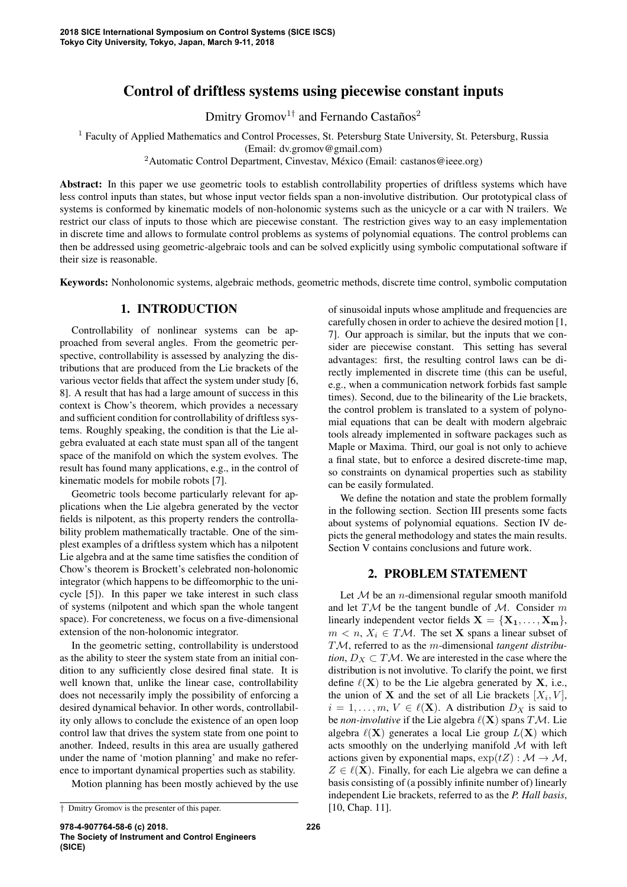# Control of driftless systems using piecewise constant inputs

Dmitry Gromov[1†] and Fernando Castaños[2]

[1] Faculty of Applied Mathematics and Control Processes, St. Petersburg State University, St. Petersburg, Russia (Email: dv.gromov@gmail.com)

[2] Automatic Control Department, Cinvestav, México (Email: castanos@ieee.org)

**Abstract:** In this paper we use geometric tools to establish controllability properties of driftless systems which have less control inputs than states, but whose input vector fields span a non-involutive distribution. Our prototypical class of systems is conformed by kinematic models of non-holonomic systems such as the unicycle or a car with N trailers. We restrict our class of inputs to those which are piecewise constant. The restriction gives way to an easy implementation in discrete time and allows to formulate control problems as systems of polynomial equations. The control problems can then be addressed using geometric-algebraic tools and can be solved explicitly using symbolic computational software if their size is reasonable.

**Keywords:** Nonholonomic systems, algebraic methods, geometric methods, discrete time control, symbolic computation

## 1. INTRODUCTION

Controllability of nonlinear systems can be approached from several angles. From the geometric perspective, controllability is assessed by analyzing the distributions that are produced from the Lie brackets of the various vector fields that affect the system under study [6, 8]. A result that has had a large amount of success in this context is Chow's theorem, which provides a necessary and sufficient condition for controllability of driftless systems. Roughly speaking, the condition is that the Lie algebra evaluated at each state must span all of the tangent space of the manifold on which the system evolves. The result has found many applications, e.g., in the control of kinematic models for mobile robots [7].

Geometric tools become particularly relevant for applications when the Lie algebra generated by the vector fields is nilpotent, as this property renders the controllability problem mathematically tractable. One of the simplest examples of a driftless system which has a nilpotent Lie algebra and at the same time satisfies the condition of Chow's theorem is Brockett's celebrated non-holonomic integrator (which happens to be diffeomorphic to the unicycle [5]). In this paper we take interest in such class of systems (nilpotent and which span the whole tangent space). For concreteness, we focus on a five-dimensional extension of the non-holonomic integrator.

In the geometric setting, controllability is understood as the ability to steer the system state from an initial condition to any sufficiently close desired final state. It is well known that, unlike the linear case, controllability does not necessarily imply the possibility of enforcing a desired dynamical behavior. In other words, controllability only allows to conclude the existence of an open loop control law that drives the system state from one point to another. Indeed, results in this area are usually gathered under the name of 'motion planning' and make no reference to important dynamical properties such as stability.

Motion planning has been mostly achieved by the use of sinusoidal inputs whose amplitude and frequencies are carefully chosen in order to achieve the desired motion [1, 7]. Our approach is similar, but the inputs that we consider are piecewise constant. This setting has several advantages: first, the resulting control laws can be directly implemented in discrete time (this can be useful, e.g., when a communication network forbids fast sample times). Second, due to the bilinearity of the Lie brackets, the control problem is translated to a system of polynomial equations that can be dealt with modern algebraic tools already implemented in software packages such as Maple or Maxima. Third, our goal is not only to achieve a final state, but to enforce a desired discrete-time map, so constraints on dynamical properties such as stability can be easily formulated.

We define the notation and state the problem formally in the following section. Section III presents some facts about systems of polynomial equations. Section IV depicts the general methodology and states the main results. Section V contains conclusions and future work.

## 2. PROBLEM STATEMENT

Let $\mathcal{M}$ be an $n$-dimensional regular smooth manifold and let $T\mathcal{M}$ be the tangent bundle of $\mathcal{M}$. Consider $m$ linearly independent vector fields $\mathbf{X} = \{\mathbf{X_1}, \ldots, \mathbf{X_m}\}$, $m < n$, $X_i \in T\mathcal{M}$. The set $\mathbf{X}$ spans a linear subset of $T\mathcal{M}$, referred to as the $m$-dimensional *tangent distribution*, $D_X \subset T\mathcal{M}$. We are interested in the case where the distribution is not involutive. To clarify the point, we first define $\ell(\mathbf{X})$ to be the Lie algebra generated by $\mathbf{X}$, i.e., the union of $\mathbf{X}$ and the set of all Lie brackets $[X_i, V]$, $i = 1, \ldots, m$, $V \in \ell(\mathbf{X})$. A distribution $D_X$ is said to be *non-involutive* if the Lie algebra $\ell(\mathbf{X})$ spans $T\mathcal{M}$. Lie algebra $\ell(\mathbf{X})$ generates a local Lie group $L(\mathbf{X})$ which acts smoothly on the underlying manifold $\mathcal{M}$ with left actions given by exponential maps, $\exp(tZ) : \mathcal{M} \to \mathcal{M}$, $Z \in \ell(\mathbf{X})$. Finally, for each Lie algebra we can define a basis consisting of (a possibly infinite number of) linearly independent Lie brackets, referred to as the *P. Hall basis*, [10, Chap. 11].

† Dmitry Gromov is the presenter of this paper.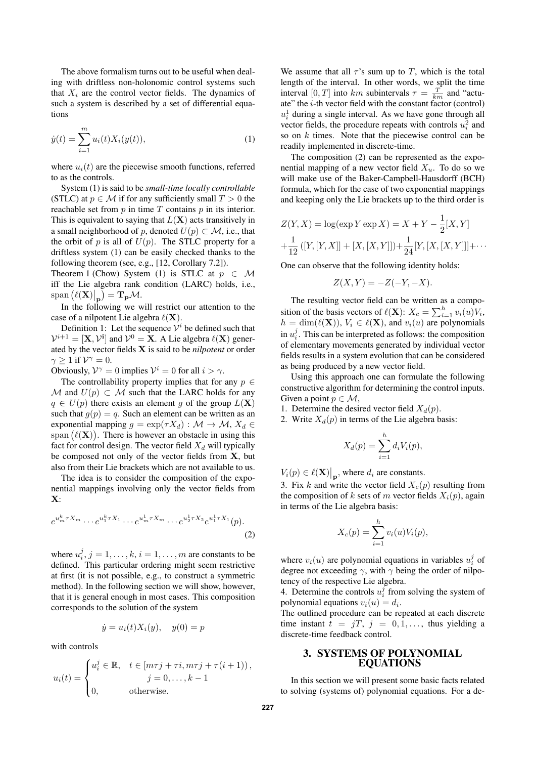The above formalism turns out to be useful when dealing with driftless non-holonomic control systems such that $X_i$ are the control vector fields. The dynamics of such a system is described by a set of differential equations

$$\dot{y}(t) = \sum_{i=1}^{m} u_i(t) X_i(y(t)), \tag{1}$$

where $u_i(t)$ are the piecewise smooth functions, referred to as the controls.

System (1) is said to be *small-time locally controllable* (STLC) at $p \in \mathcal{M}$ if for any sufficiently small $T > 0$ the reachable set from $p$ in time $T$ contains $p$ in its interior. This is equivalent to saying that $L(\mathbf{X})$ acts transitively in a small neighborhood of $p$, denoted $U(p) \subset \mathcal{M}$, i.e., that the orbit of $p$ is all of $U(p)$. The STLC property for a driftless system (1) can be easily checked thanks to the following theorem (see, e.g., [12, Corollary 7.2]).

Theorem 1 (Chow) System (1) is STLC at $p \in \mathcal{M}$ iff the Lie algebra rank condition (LARC) holds, i.e., $\operatorname{span}\left(\ell(\mathbf{X})\big|_{\mathbf{p}}\right) = \mathbf{T_p}\mathcal{M}$.

In the following we will restrict our attention to the case of a nilpotent Lie algebra $\ell(\mathbf{X})$.

Definition 1: Let the sequence $\mathcal{V}^i$ be defined such that $\mathcal{V}^{i+1} = [\mathbf{X}, \mathcal{V}^{\mathbf{i}}]$ and $\mathcal{V}^0 = \mathbf{X}$. A Lie algebra $\ell(\mathbf{X})$ generated by the vector fields $\mathbf{X}$ is said to be *nilpotent* or order $\gamma \geq 1$ if $\mathcal{V}^\gamma = 0$.

Obviously, $\mathcal{V}^\gamma = 0$ implies $\mathcal{V}^i = 0$ for all $i > \gamma$.

The controllability property implies that for any $p \in \mathcal{M}$ and $U(p) \subset \mathcal{M}$ such that the LARC holds for any $q \in U(p)$ there exists an element $g$ of the group $L(\mathbf{X})$ such that $g(p) = q$. Such an element can be written as an exponential mapping $g = \exp(\tau X_d) : \mathcal{M} \to \mathcal{M}$, $X_d \in \operatorname{span}\left(\ell(\mathbf{X})\right)$. There is however an obstacle in using this fact for control design. The vector field $X_d$ will typically be composed not only of the vector fields from $\mathbf{X}$, but also from their Lie brackets which are not available to us.

The idea is to consider the composition of the exponential mappings involving only the vector fields from $\mathbf{X}$:

$$e^{u_m^k \tau X_m} \cdots e^{u_1^k \tau X_1} \cdots e^{u_m^1 \tau X_m} \cdots e^{u_2^1 \tau X_2} e^{u_1^1 \tau X_1}(p). \tag{2}$$

where $u_i^j$, $j = 1, \ldots, k$, $i = 1, \ldots, m$ are constants to be defined. This particular ordering might seem restrictive at first (it is not possible, e.g., to construct a symmetric method). In the following section we will show, however, that it is general enough in most cases. This composition corresponds to the solution of the system

$$\dot{y} = u_i(t) X_i(y), \quad y(0) = p$$

with controls

$$u_i(t) = \begin{cases} u_i^j \in \mathbb{R}, & t \in [m\tau j + \tau i, m\tau j + \tau(i+1)), \\ & \quad j = 0, \ldots, k-1 \\ 0, & \quad \text{otherwise.} \end{cases}$$

We assume that all $\tau$'s sum up to $T$, which is the total length of the interval. In other words, we split the time interval $[0, T]$ into $km$ subintervals $\tau = \frac{T}{km}$ and "actuate" the $i$-th vector field with the constant factor (control) $u_i^1$ during a single interval. As we have gone through all vector fields, the procedure repeats with controls $u_i^2$ and so on $k$ times. Note that the piecewise control can be readily implemented in discrete-time.

The composition (2) can be represented as the exponential mapping of a new vector field $X_u$. To do so we will make use of the Baker-Campbell-Hausdorff (BCH) formula, which for the case of two exponential mappings and keeping only the Lie brackets up to the third order is

$$Z(Y, X) = \log(\exp Y \exp X) = X + Y - \frac{1}{2}[X, Y]$$
$$+ \frac{1}{12}\left([Y, [Y, X]] + [X, [X, Y]]\right) + \frac{1}{24}[Y, [X, [X, Y]]] + \cdots$$

One can observe that the following identity holds:

$$Z(X, Y) = -Z(-Y, -X).$$

The resulting vector field can be written as a composition of the basis vectors of $\ell(\mathbf{X})$: $X_c = \sum_{i=1}^{h} v_i(u) V_i$, $h = \dim(\ell(\mathbf{X}))$, $V_i \in \ell(\mathbf{X})$, and $v_i(u)$ are polynomials in $u_i^j$. This can be interpreted as follows: the composition of elementary movements generated by individual vector fields results in a system evolution that can be considered as being produced by a new vector field.

Using this approach one can formulate the following constructive algorithm for determining the control inputs. Given a point $p \in \mathcal{M}$,

1. Determine the desired vector field $X_d(p)$.
2. Write $X_d(p)$ in terms of the Lie algebra basis:

$$X_d(p) = \sum_{i=1}^{h} d_i V_i(p),$$

$V_i(p) \in \ell(\mathbf{X})\big|_{\mathbf{p}}$, where $d_i$ are constants.

3. Fix $k$ and write the vector field $X_c(p)$ resulting from the composition of $k$ sets of $m$ vector fields $X_i(p)$, again in terms of the Lie algebra basis:

$$X_c(p) = \sum_{i=1}^{h} v_i(u) V_i(p),$$

where $v_i(u)$ are polynomial equations in variables $u_i^j$ of degree not exceeding $\gamma$, with $\gamma$ being the order of nilpotency of the respective Lie algebra.

4. Determine the controls $u_i^j$ from solving the system of polynomial equations $v_i(u) = d_i$.

The outlined procedure can be repeated at each discrete time instant $t = jT$, $j = 0, 1, \ldots$, thus yielding a discrete-time feedback control.

## 3. SYSTEMS OF POLYNOMIAL EQUATIONS

In this section we will present some basic facts related to solving (systems of) polynomial equations. For a de-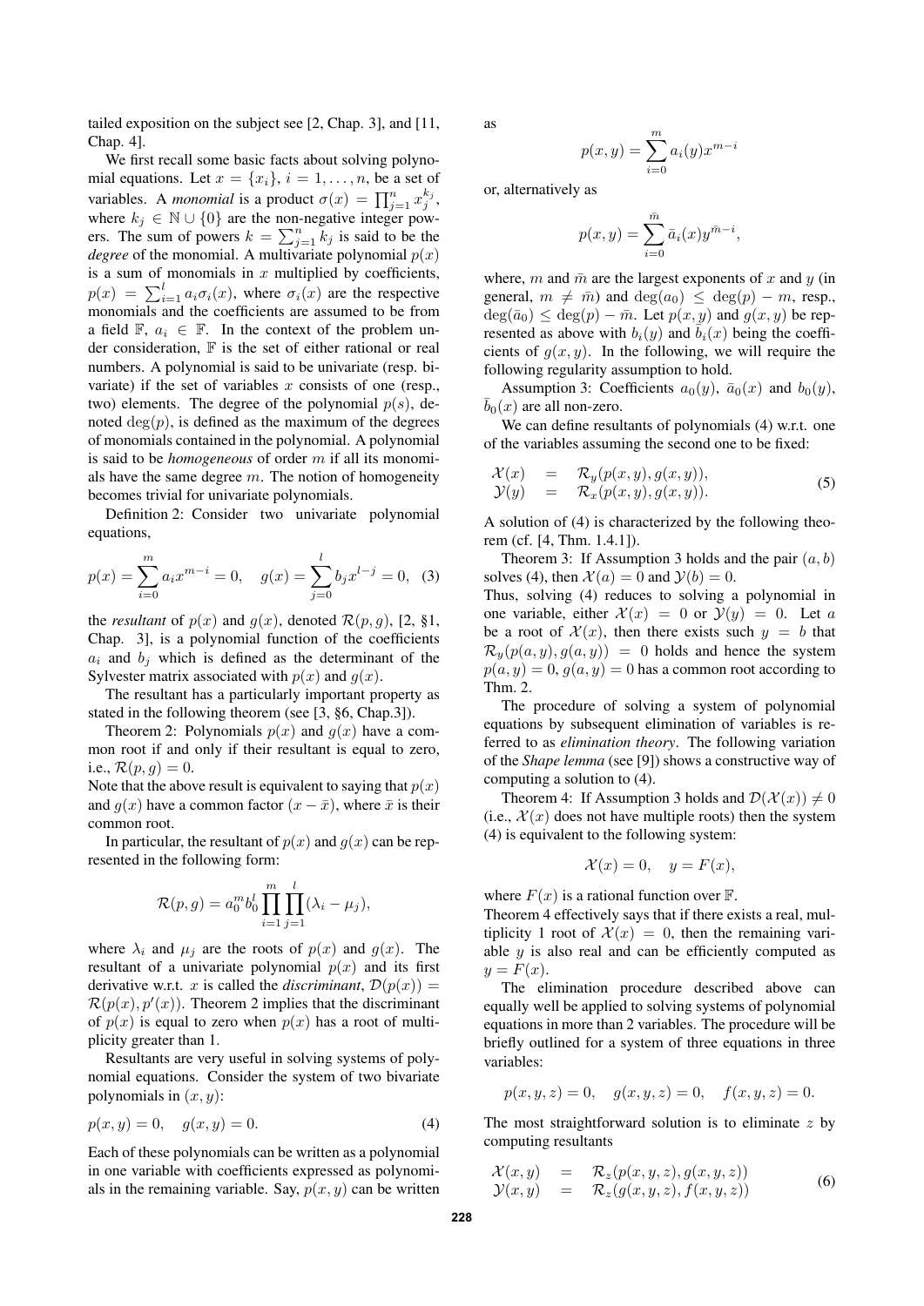tailed exposition on the subject see [2, Chap. 3], and [11, Chap. 4].

We first recall some basic facts about solving polynomial equations. Let $x = \{x_i\}$, $i = 1, \ldots, n$, be a set of variables. A *monomial* is a product $\sigma(x) = \prod_{j=1}^{n} x_j^{k_j}$, where $k_j \in \mathbb{N} \cup \{0\}$ are the non-negative integer powers. The sum of powers $k = \sum_{j=1}^{n} k_j$ is said to be the *degree* of the monomial. A multivariate polynomial $p(x)$ is a sum of monomials in $x$ multiplied by coefficients, $p(x) = \sum_{i=1}^{l} a_i \sigma_i(x)$, where $\sigma_i(x)$ are the respective monomials and the coefficients are assumed to be from a field $\mathbb{F}$, $a_i \in \mathbb{F}$. In the context of the problem under consideration, $\mathbb{F}$ is the set of either rational or real numbers. A polynomial is said to be univariate (resp. bivariate) if the set of variables $x$ consists of one (resp., two) elements. The degree of the polynomial $p(s)$, denoted $\deg(p)$, is defined as the maximum of the degrees of monomials contained in the polynomial. A polynomial is said to be *homogeneous* of order $m$ if all its monomials have the same degree $m$. The notion of homogeneity becomes trivial for univariate polynomials.

Definition 2: Consider two univariate polynomial equations,

$$p(x) = \sum_{i=0}^{m} a_i x^{m-i} = 0, \quad g(x) = \sum_{j=0}^{l} b_j x^{l-j} = 0, \quad (3)$$

the *resultant* of $p(x)$ and $g(x)$, denoted $\mathcal{R}(p, g)$, [2, §1, Chap. 3], is a polynomial function of the coefficients $a_i$ and $b_j$ which is defined as the determinant of the Sylvester matrix associated with $p(x)$ and $g(x)$.

The resultant has a particularly important property as stated in the following theorem (see [3, §6, Chap.3]).

Theorem 2: Polynomials $p(x)$ and $g(x)$ have a common root if and only if their resultant is equal to zero, i.e., $\mathcal{R}(p, g) = 0$.

Note that the above result is equivalent to saying that $p(x)$ and $g(x)$ have a common factor $(x - \bar{x})$, where $\bar{x}$ is their common root.

In particular, the resultant of $p(x)$ and $g(x)$ can be represented in the following form:

$$\mathcal{R}(p, g) = a_0^m b_0^l \prod_{i=1}^{m} \prod_{j=1}^{l} (\lambda_i - \mu_j),$$

where $\lambda_i$ and $\mu_j$ are the roots of $p(x)$ and $g(x)$. The resultant of a univariate polynomial $p(x)$ and its first derivative w.r.t. $x$ is called the *discriminant*, $\mathcal{D}(p(x)) = \mathcal{R}(p(x), p'(x))$. Theorem 2 implies that the discriminant of $p(x)$ is equal to zero when $p(x)$ has a root of multiplicity greater than 1.

Resultants are very useful in solving systems of polynomial equations. Consider the system of two bivariate polynomials in $(x, y)$:

$$p(x, y) = 0, \quad g(x, y) = 0. \quad (4)$$

Each of these polynomials can be written as a polynomial in one variable with coefficients expressed as polynomials in the remaining variable. Say, $p(x, y)$ can be written as

$$p(x, y) = \sum_{i=0}^{m} a_i(y) x^{m-i}$$

or, alternatively as

$$p(x, y) = \sum_{i=0}^{\bar{m}} \bar{a}_i(x) y^{\bar{m}-i},$$

where, $m$ and $\bar{m}$ are the largest exponents of $x$ and $y$ (in general, $m \neq \bar{m}$) and $\deg(a_0) \leq \deg(p) - m$, resp., $\deg(\bar{a}_0) \leq \deg(p) - \bar{m}$. Let $p(x, y)$ and $g(x, y)$ be represented as above with $b_i(y)$ and $\bar{b}_i(x)$ being the coefficients of $g(x, y)$. In the following, we will require the following regularity assumption to hold.

Assumption 3: Coefficients $a_0(y)$, $\bar{a}_0(x)$ and $b_0(y)$, $\bar{b}_0(x)$ are all non-zero.

We can define resultants of polynomials (4) w.r.t. one of the variables assuming the second one to be fixed:

$$\begin{array}{rcl} \mathcal{X}(x) & = & \mathcal{R}_y(p(x, y), g(x, y)), \\ \mathcal{Y}(y) & = & \mathcal{R}_x(p(x, y), g(x, y)). \end{array} \quad (5)$$

A solution of (4) is characterized by the following theorem (cf. [4, Thm. 1.4.1]).

Theorem 3: If Assumption 3 holds and the pair $(a, b)$ solves (4), then $\mathcal{X}(a) = 0$ and $\mathcal{Y}(b) = 0$.

Thus, solving (4) reduces to solving a polynomial in one variable, either $\mathcal{X}(x) = 0$ or $\mathcal{Y}(y) = 0$. Let $a$ be a root of $\mathcal{X}(x)$, then there exists such $y = b$ that $\mathcal{R}_y(p(a, y), g(a, y)) = 0$ holds and hence the system $p(a, y) = 0, g(a, y) = 0$ has a common root according to Thm. 2.

The procedure of solving a system of polynomial equations by subsequent elimination of variables is referred to as *elimination theory*. The following variation of the *Shape lemma* (see [9]) shows a constructive way of computing a solution to (4).

Theorem 4: If Assumption 3 holds and $\mathcal{D}(\mathcal{X}(x)) \neq 0$ (i.e., $\mathcal{X}(x)$ does not have multiple roots) then the system (4) is equivalent to the following system:

$$\mathcal{X}(x) = 0, \quad y = F(x),$$

where $F(x)$ is a rational function over $\mathbb{F}$.

Theorem 4 effectively says that if there exists a real, multiplicity 1 root of $\mathcal{X}(x) = 0$, then the remaining variable $y$ is also real and can be efficiently computed as $y = F(x)$.

The elimination procedure described above can equally well be applied to solving systems of polynomial equations in more than 2 variables. The procedure will be briefly outlined for a system of three equations in three variables:

$$p(x, y, z) = 0, \quad g(x, y, z) = 0, \quad f(x, y, z) = 0.$$

The most straightforward solution is to eliminate $z$ by computing resultants

$$\begin{array}{rcl} \mathcal{X}(x, y) & = & \mathcal{R}_z(p(x, y, z), g(x, y, z)) \\ \mathcal{Y}(x, y) & = & \mathcal{R}_z(g(x, y, z), f(x, y, z)) \end{array} \quad (6)$$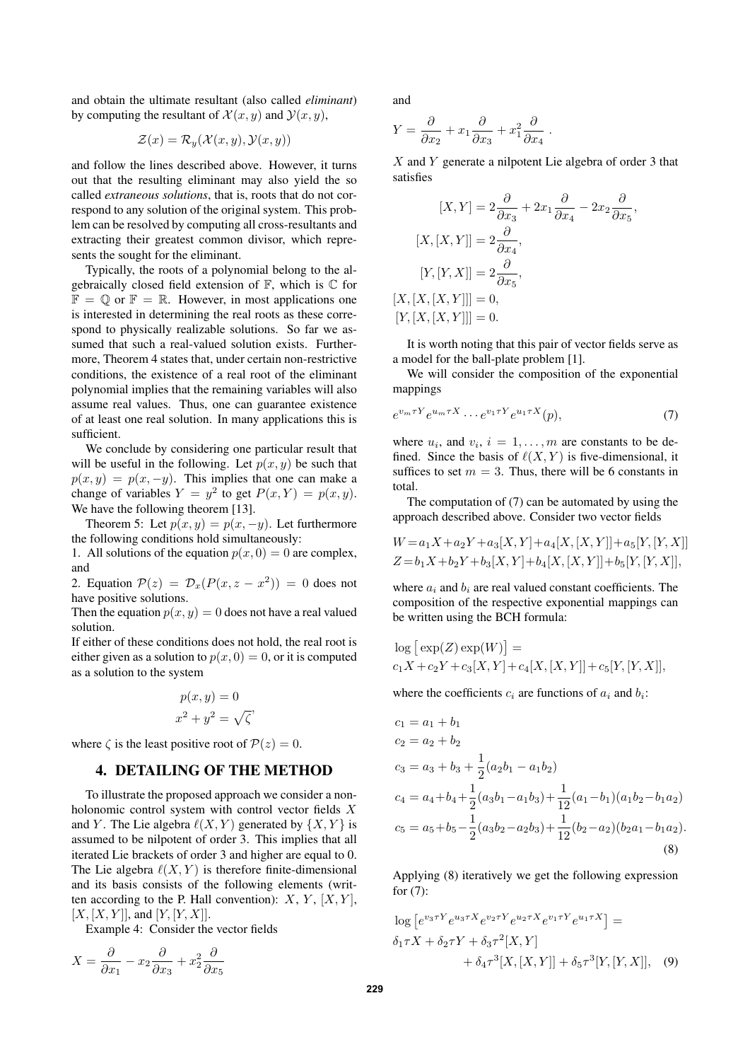and obtain the ultimate resultant (also called *eliminant*) by computing the resultant of $\mathcal{X}(x, y)$ and $\mathcal{Y}(x, y)$,

$$\mathcal{Z}(x) = \mathcal{R}_y(\mathcal{X}(x, y), \mathcal{Y}(x, y))$$

and follow the lines described above. However, it turns out that the resulting eliminant may also yield the so called *extraneous solutions*, that is, roots that do not correspond to any solution of the original system. This problem can be resolved by computing all cross-resultants and extracting their greatest common divisor, which represents the sought for the eliminant.

Typically, the roots of a polynomial belong to the algebraically closed field extension of $\mathbb{F}$, which is $\mathbb{C}$ for $\mathbb{F} = \mathbb{Q}$ or $\mathbb{F} = \mathbb{R}$. However, in most applications one is interested in determining the real roots as these correspond to physically realizable solutions. So far we assumed that such a real-valued solution exists. Furthermore, Theorem 4 states that, under certain non-restrictive conditions, the existence of a real root of the eliminant polynomial implies that the remaining variables will also assume real values. Thus, one can guarantee existence of at least one real solution. In many applications this is sufficient.

We conclude by considering one particular result that will be useful in the following. Let $p(x, y)$ be such that $p(x, y) = p(x, -y)$. This implies that one can make a change of variables $Y = y^2$ to get $P(x, Y) = p(x, y)$. We have the following theorem [13].

Theorem 5: Let $p(x, y) = p(x, -y)$. Let furthermore the following conditions hold simultaneously:
1. All solutions of the equation $p(x, 0) = 0$ are complex, and
2. Equation $\mathcal{P}(z) = \mathcal{D}_x(P(x, z - x^2)) = 0$ does not have positive solutions.
Then the equation $p(x, y) = 0$ does not have a real valued solution.
If either of these conditions does not hold, the real root is either given as a solution to $p(x, 0) = 0$, or it is computed as a solution to the system

$$\begin{aligned} p(x, y) &= 0 \\ x^2 + y^2 &= \sqrt{\zeta}, \end{aligned}$$

where $\zeta$ is the least positive root of $\mathcal{P}(z) = 0$.

## 4. DETAILING OF THE METHOD

To illustrate the proposed approach we consider a nonholonomic control system with control vector fields $X$ and $Y$. The Lie algebra $\ell(X, Y)$ generated by $\{X, Y\}$ is assumed to be nilpotent of order 3. This implies that all iterated Lie brackets of order 3 and higher are equal to 0. The Lie algebra $\ell(X, Y)$ is therefore finite-dimensional and its basis consists of the following elements (written according to the P. Hall convention): $X$, $Y$, $[X, Y]$, $[X, [X, Y]]$, and $[Y, [Y, X]]$.

Example 4: Consider the vector fields

$$X = \frac{\partial}{\partial x_1} - x_2 \frac{\partial}{\partial x_3} + x_2^2 \frac{\partial}{\partial x_5}$$

and

$$Y = \frac{\partial}{\partial x_2} + x_1 \frac{\partial}{\partial x_3} + x_1^2 \frac{\partial}{\partial x_4} .$$

$X$ and $Y$ generate a nilpotent Lie algebra of order 3 that satisfies

$$\begin{aligned} [X, Y] &= 2\frac{\partial}{\partial x_3} + 2x_1 \frac{\partial}{\partial x_4} - 2x_2 \frac{\partial}{\partial x_5}, \\ [X, [X, Y]] &= 2\frac{\partial}{\partial x_4}, \\ [Y, [Y, X]] &= 2\frac{\partial}{\partial x_5}, \\ [X, [X, [X, Y]]] &= 0, \\ [Y, [X, [X, Y]]] &= 0. \end{aligned}$$

It is worth noting that this pair of vector fields serve as a model for the ball-plate problem [1].

We will consider the composition of the exponential mappings

$$e^{v_m \tau Y} e^{u_m \tau X} \cdots e^{v_1 \tau Y} e^{u_1 \tau X}(p), \tag{7}$$

where $u_i$, and $v_i$, $i = 1, \ldots, m$ are constants to be defined. Since the basis of $\ell(X, Y)$ is five-dimensional, it suffices to set $m = 3$. Thus, there will be 6 constants in total.

The computation of (7) can be automated by using the approach described above. Consider two vector fields

$$\begin{aligned} W &= a_1 X + a_2 Y + a_3 [X, Y] + a_4 [X, [X, Y]] + a_5 [Y, [Y, X]] \\ Z &= b_1 X + b_2 Y + b_3 [X, Y] + b_4 [X, [X, Y]] + b_5 [Y, [Y, X]], \end{aligned}$$

where $a_i$ and $b_i$ are real valued constant coefficients. The composition of the respective exponential mappings can be written using the BCH formula:

$$\begin{aligned} &\log\left[\exp(Z)\exp(W)\right] = \\ &c_1 X + c_2 Y + c_3 [X, Y] + c_4 [X, [X, Y]] + c_5 [Y, [Y, X]], \end{aligned}$$

where the coefficients $c_i$ are functions of $a_i$ and $b_i$:

$$\begin{aligned} c_1 &= a_1 + b_1 \\ c_2 &= a_2 + b_2 \\ c_3 &= a_3 + b_3 + \frac{1}{2}(a_2 b_1 - a_1 b_2) \\ c_4 &= a_4 + b_4 + \frac{1}{2}(a_3 b_1 - a_1 b_3) + \frac{1}{12}(a_1 - b_1)(a_1 b_2 - b_1 a_2) \\ c_5 &= a_5 + b_5 - \frac{1}{2}(a_3 b_2 - a_2 b_3) + \frac{1}{12}(b_2 - a_2)(b_2 a_1 - b_1 a_2). \end{aligned} \tag{8}$$

Applying (8) iteratively we get the following expression for (7):

$$\begin{aligned} &\log\left[e^{v_3 \tau Y} e^{u_3 \tau X} e^{v_2 \tau Y} e^{u_2 \tau X} e^{v_1 \tau Y} e^{u_1 \tau X}\right] = \\ &\delta_1 \tau X + \delta_2 \tau Y + \delta_3 \tau^2 [X, Y] \\ &\qquad + \delta_4 \tau^3 [X, [X, Y]] + \delta_5 \tau^3 [Y, [Y, X]], \end{aligned} \tag{9}$$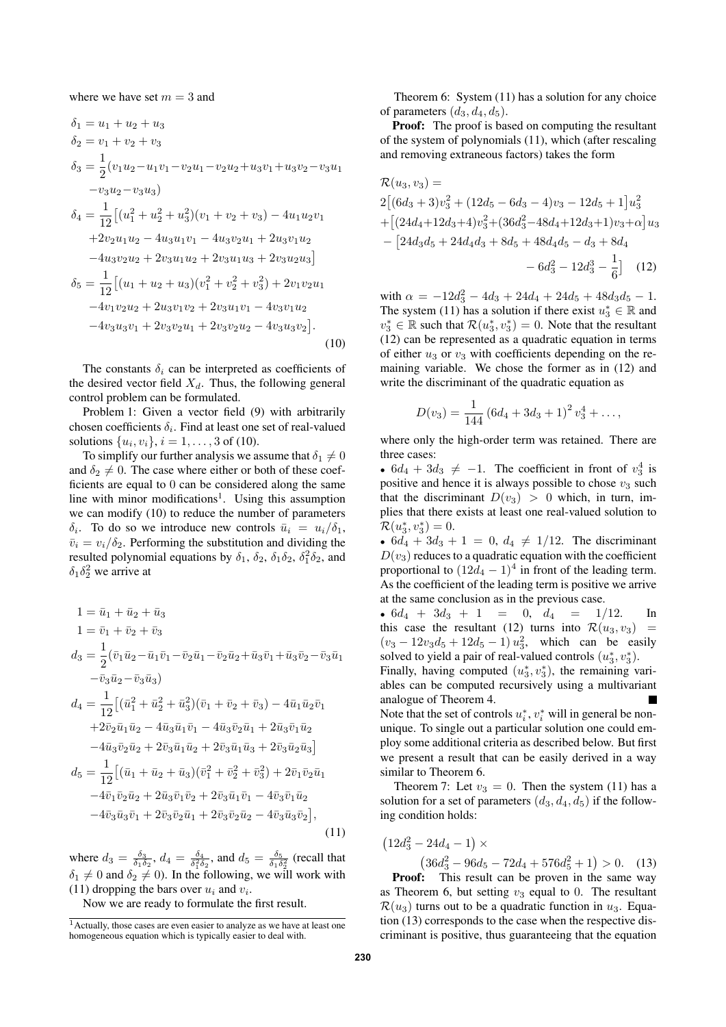where we have set $m = 3$ and

$$
\begin{aligned}
\delta_1 &= u_1 + u_2 + u_3 \\
\delta_2 &= v_1 + v_2 + v_3 \\
\delta_3 &= \frac{1}{2}(v_1 u_2 - u_1 v_1 - v_2 u_1 - v_2 u_2 + u_3 v_1 + u_3 v_2 - v_3 u_1 \\
&\quad - v_3 u_2 - v_3 u_3) \\
\delta_4 &= \frac{1}{12}\big[(u_1^2 + u_2^2 + u_3^2)(v_1 + v_2 + v_3) - 4u_1 u_2 v_1 \\
&\quad + 2v_2 u_1 u_2 - 4u_3 u_1 v_1 - 4u_3 v_2 u_1 + 2u_3 v_1 u_2 \\
&\quad - 4u_3 v_2 u_2 + 2v_3 u_1 u_2 + 2v_3 u_1 u_3 + 2v_3 u_2 u_3\big] \\
\delta_5 &= \frac{1}{12}\big[(u_1 + u_2 + u_3)(v_1^2 + v_2^2 + v_3^2) + 2v_1 v_2 u_1 \\
&\quad - 4v_1 v_2 u_2 + 2u_3 v_1 v_2 + 2v_3 u_1 v_1 - 4v_3 v_1 u_2 \\
&\quad - 4v_3 u_3 v_1 + 2v_3 v_2 u_1 + 2v_3 v_2 u_2 - 4v_3 u_3 v_2\big].
\end{aligned}
\tag{10}
$$

The constants $\delta_i$ can be interpreted as coefficients of the desired vector field $X_d$. Thus, the following general control problem can be formulated.

Problem 1: Given a vector field (9) with arbitrarily chosen coefficients $\delta_i$. Find at least one set of real-valued solutions $\{u_i, v_i\}$, $i = 1, \ldots, 3$ of (10).

To simplify our further analysis we assume that $\delta_1 \neq 0$ and $\delta_2 \neq 0$. The case where either or both of these coefficients are equal to 0 can be considered along the same line with minor modifications[1]. Using this assumption we can modify (10) to reduce the number of parameters $\delta_i$. To do so we introduce new controls $\bar{u}_i = u_i/\delta_1$, $\bar{v}_i = v_i/\delta_2$. Performing the substitution and dividing the resulted polynomial equations by $\delta_1$, $\delta_2$, $\delta_1\delta_2$, $\delta_1^2\delta_2$, and $\delta_1\delta_2^2$ we arrive at

$$
\begin{aligned}
1 &= \bar{u}_1 + \bar{u}_2 + \bar{u}_3 \\
1 &= \bar{v}_1 + \bar{v}_2 + \bar{v}_3 \\
d_3 &= \frac{1}{2}(\bar{v}_1 \bar{u}_2 - \bar{u}_1 \bar{v}_1 - \bar{v}_2 \bar{u}_1 - \bar{v}_2 \bar{u}_2 + \bar{u}_3 \bar{v}_1 + \bar{u}_3 \bar{v}_2 - \bar{v}_3 \bar{u}_1 \\
&\quad - \bar{v}_3 \bar{u}_2 - \bar{v}_3 \bar{u}_3) \\
d_4 &= \frac{1}{12}\big[(\bar{u}_1^2 + \bar{u}_2^2 + \bar{u}_3^2)(\bar{v}_1 + \bar{v}_2 + \bar{v}_3) - 4\bar{u}_1 \bar{u}_2 \bar{v}_1 \\
&\quad + 2\bar{v}_2 \bar{u}_1 \bar{u}_2 - 4\bar{u}_3 \bar{u}_1 \bar{v}_1 - 4\bar{u}_3 \bar{v}_2 \bar{u}_1 + 2\bar{u}_3 \bar{v}_1 \bar{u}_2 \\
&\quad - 4\bar{u}_3 \bar{v}_2 \bar{u}_2 + 2\bar{v}_3 \bar{u}_1 \bar{u}_2 + 2\bar{v}_3 \bar{u}_1 \bar{u}_3 + 2\bar{v}_3 \bar{u}_2 \bar{u}_3\big] \\
d_5 &= \frac{1}{12}\big[(\bar{u}_1 + \bar{u}_2 + \bar{u}_3)(\bar{v}_1^2 + \bar{v}_2^2 + \bar{v}_3^2) + 2\bar{v}_1 \bar{v}_2 \bar{u}_1 \\
&\quad - 4\bar{v}_1 \bar{v}_2 \bar{u}_2 + 2\bar{u}_3 \bar{v}_1 \bar{v}_2 + 2\bar{v}_3 \bar{u}_1 \bar{v}_1 - 4\bar{v}_3 \bar{v}_1 \bar{u}_2 \\
&\quad - 4\bar{v}_3 \bar{u}_3 \bar{v}_1 + 2\bar{v}_3 \bar{v}_2 \bar{u}_1 + 2\bar{v}_3 \bar{v}_2 \bar{u}_2 - 4\bar{v}_3 \bar{u}_3 \bar{v}_2\big],
\end{aligned}
\tag{11}
$$

where $d_3 = \frac{\delta_3}{\delta_1\delta_2}$, $d_4 = \frac{\delta_4}{\delta_1^2\delta_2}$, and $d_5 = \frac{\delta_5}{\delta_1\delta_2^2}$ (recall that $\delta_1 \neq 0$ and $\delta_2 \neq 0$). In the following, we will work with (11) dropping the bars over $u_i$ and $v_i$.

Now we are ready to formulate the first result.

[1] Actually, those cases are even easier to analyze as we have at least one homogeneous equation which is typically easier to deal with.

Theorem 6: System (11) has a solution for any choice of parameters $(d_3, d_4, d_5)$.

**Proof:** The proof is based on computing the resultant of the system of polynomials (11), which (after rescaling and removing extraneous factors) takes the form

$$
\begin{aligned}
\mathcal{R}(u_3, v_3) &= \\
&2\big[(6d_3 + 3)v_3^2 + (12d_5 - 6d_3 - 4)v_3 - 12d_5 + 1\big]u_3^2 \\
&+ \big[(24d_4 + 12d_3 + 4)v_3^2 + (36d_3^2 - 48d_4 + 12d_3 + 1)v_3 + \alpha\big]u_3 \\
&- \big[24d_3d_5 + 24d_4d_3 + 8d_5 + 48d_4d_5 - d_3 + 8d_4 \\
&\qquad - 6d_3^2 - 12d_3^3 - \tfrac{1}{6}\big]
\end{aligned}
\tag{12}
$$

with $\alpha = -12d_3^2 - 4d_3 + 24d_4 + 24d_5 + 48d_3d_5 - 1$. The system (11) has a solution if there exist $u_3^* \in \mathbb{R}$ and $v_3^* \in \mathbb{R}$ such that $\mathcal{R}(u_3^*, v_3^*) = 0$. Note that the resultant (12) can be represented as a quadratic equation in terms of either $u_3$ or $v_3$ with coefficients depending on the remaining variable. We chose the former as in (12) and write the discriminant of the quadratic equation as

$$
D(v_3) = \frac{1}{144}\left(6d_4 + 3d_3 + 1\right)^2 v_3^4 + \ldots,
$$

where only the high-order term was retained. There are three cases:

- $6d_4 + 3d_3 \neq -1$. The coefficient in front of $v_3^4$ is positive and hence it is always possible to chose $v_3$ such that the discriminant $D(v_3) > 0$ which, in turn, implies that there exists at least one real-valued solution to $\mathcal{R}(u_3^*, v_3^*) = 0$.
- $6d_4 + 3d_3 + 1 = 0$, $d_4 \neq 1/12$. The discriminant $D(v_3)$ reduces to a quadratic equation with the coefficient proportional to $(12d_4 - 1)^4$ in front of the leading term. As the coefficient of the leading term is positive we arrive at the same conclusion as in the previous case.
- $6d_4 + 3d_3 + 1 = 0$, $d_4 = 1/12$. In this case the resultant (12) turns into $\mathcal{R}(u_3, v_3) = (v_3 - 12v_3d_5 + 12d_5 - 1)\, u_3^2$, which can be easily solved to yield a pair of real-valued controls $(u_3^*, v_3^*)$.

Finally, having computed $(u_3^*, v_3^*)$, the remaining variables can be computed recursively using a multivariant analogue of Theorem 4. ■

Note that the set of controls $u_i^*, v_i^*$ will in general be non-unique. To single out a particular solution one could employ some additional criteria as described below. But first we present a result that can be easily derived in a way similar to Theorem 6.

Theorem 7: Let $v_3 = 0$. Then the system (11) has a solution for a set of parameters $(d_3, d_4, d_5)$ if the following condition holds:

$$
\left(12d_3^2 - 24d_4 - 1\right) \times \left(36d_3^2 - 96d_5 - 72d_4 + 576d_5^2 + 1\right) > 0. \tag{13}
$$

**Proof:** This result can be proven in the same way as Theorem 6, but setting $v_3$ equal to 0. The resultant $\mathcal{R}(u_3)$ turns out to be a quadratic function in $u_3$. Equation (13) corresponds to the case when the respective discriminant is positive, thus guaranteeing that the equation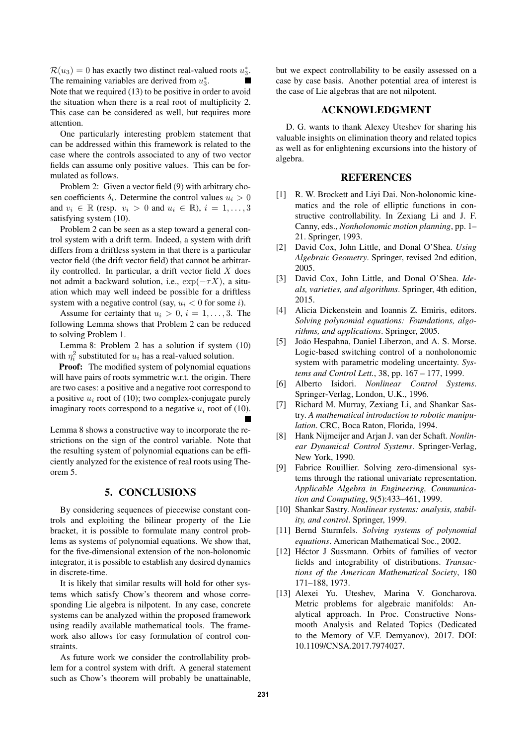$\mathcal{R}(u_3) = 0$ has exactly two distinct real-valued roots $u_3^*$. The remaining variables are derived from $u_3^*$. ■

Note that we required (13) to be positive in order to avoid the situation when there is a real root of multiplicity 2. This case can be considered as well, but requires more attention.

One particularly interesting problem statement that can be addressed within this framework is related to the case where the controls associated to any of two vector fields can assume only positive values. This can be formulated as follows.

Problem 2: Given a vector field (9) with arbitrary chosen coefficients $\delta_i$. Determine the control values $u_i > 0$ and $v_i \in \mathbb{R}$ (resp. $v_i > 0$ and $u_i \in \mathbb{R}$), $i = 1, \dots, 3$ satisfying system (10).

Problem 2 can be seen as a step toward a general control system with a drift term. Indeed, a system with drift differs from a driftless system in that there is a particular vector field (the drift vector field) that cannot be arbitrarily controlled. In particular, a drift vector field $X$ does not admit a backward solution, i.e., $\exp(-\tau X)$, a situation which may well indeed be possible for a driftless system with a negative control (say, $u_i < 0$ for some $i$).

Assume for certainty that $u_i > 0$, $i = 1, \dots, 3$. The following Lemma shows that Problem 2 can be reduced to solving Problem 1.

Lemma 8: Problem 2 has a solution if system (10) with $\eta_i^2$ substituted for $u_i$ has a real-valued solution.

**Proof:** The modified system of polynomial equations will have pairs of roots symmetric w.r.t. the origin. There are two cases: a positive and a negative root correspond to a positive $u_i$ root of (10); two complex-conjugate purely imaginary roots correspond to a negative $u_i$ root of (10). ■

Lemma 8 shows a constructive way to incorporate the restrictions on the sign of the control variable. Note that the resulting system of polynomial equations can be efficiently analyzed for the existence of real roots using Theorem 5.

## 5. CONCLUSIONS

By considering sequences of piecewise constant controls and exploiting the bilinear property of the Lie bracket, it is possible to formulate many control problems as systems of polynomial equations. We show that, for the five-dimensional extension of the non-holonomic integrator, it is possible to establish any desired dynamics in discrete-time.

It is likely that similar results will hold for other systems which satisfy Chow's theorem and whose corresponding Lie algebra is nilpotent. In any case, concrete systems can be analyzed within the proposed framework using readily available mathematical tools. The framework also allows for easy formulation of control constraints.

As future work we consider the controllability problem for a control system with drift. A general statement such as Chow's theorem will probably be unattainable, but we expect controllability to be easily assessed on a case by case basis. Another potential area of interest is the case of Lie algebras that are not nilpotent.

## ACKNOWLEDGMENT

D. G. wants to thank Alexey Uteshev for sharing his valuable insights on elimination theory and related topics as well as for enlightening excursions into the history of algebra.

## REFERENCES

[1] R. W. Brockett and Liyi Dai. Non-holonomic kinematics and the role of elliptic functions in constructive controllability. In Zexiang Li and J. F. Canny, eds., *Nonholonomic motion planning*, pp. 1–21. Springer, 1993.

[2] David Cox, John Little, and Donal O'Shea. *Using Algebraic Geometry*. Springer, revised 2nd edition, 2005.

[3] David Cox, John Little, and Donal O'Shea. *Ideals, varieties, and algorithms*. Springer, 4th edition, 2015.

[4] Alicia Dickenstein and Ioannis Z. Emiris, editors. *Solving polynomial equations: Foundations, algorithms, and applications*. Springer, 2005.

[5] João Hespahna, Daniel Liberzon, and A. S. Morse. Logic-based switching control of a nonholonomic system with parametric modeling uncertainty. *Systems and Control Lett.*, 38, pp. 167 – 177, 1999.

[6] Alberto Isidori. *Nonlinear Control Systems*. Springer-Verlag, London, U.K., 1996.

[7] Richard M. Murray, Zexiang Li, and Shankar Sastry. *A mathematical introduction to robotic manipulation*. CRC, Boca Raton, Florida, 1994.

[8] Hank Nijmeijer and Arjan J. van der Schaft. *Nonlinear Dynamical Control Systems*. Springer-Verlag, New York, 1990.

[9] Fabrice Rouillier. Solving zero-dimensional systems through the rational univariate representation. *Applicable Algebra in Engineering, Communication and Computing*, 9(5):433–461, 1999.

[10] Shankar Sastry. *Nonlinear systems: analysis, stability, and control*. Springer, 1999.

[11] Bernd Sturmfels. *Solving systems of polynomial equations*. American Mathematical Soc., 2002.

[12] Héctor J Sussmann. Orbits of families of vector fields and integrability of distributions. *Transactions of the American Mathematical Society*, 180 171–188, 1973.

[13] Alexei Yu. Uteshev, Marina V. Goncharova. Metric problems for algebraic manifolds: Analytical approach. In Proc. Constructive Nonsmooth Analysis and Related Topics (Dedicated to the Memory of V.F. Demyanov), 2017. DOI: 10.1109/CNSA.2017.7974027.